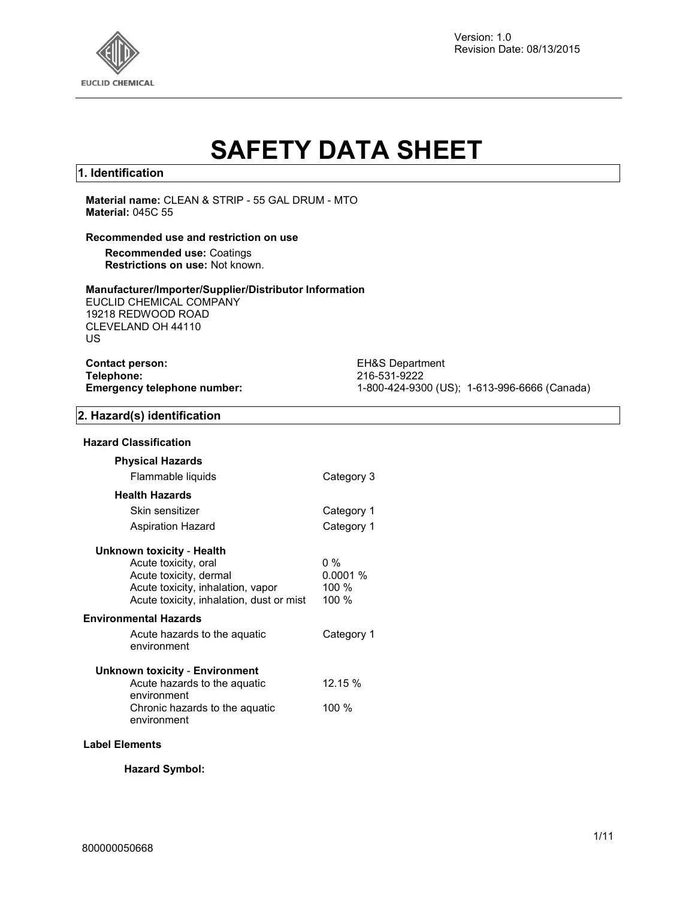Version: 1.0
Revision Date: 08/13/2015

# SAFETY DATA SHEET

## 1. Identification

**Material name:** CLEAN & STRIP - 55 GAL DRUM - MTO
**Material:** 045C 55

**Recommended use and restriction on use**

**Recommended use:** Coatings
**Restrictions on use:** Not known.

**Manufacturer/Importer/Supplier/Distributor Information**
EUCLID CHEMICAL COMPANY
19218 REDWOOD ROAD
CLEVELAND OH 44110
US

| | |
|---|---|
| **Contact person:** | EH&S Department |
| **Telephone:** | 216-531-9222 |
| **Emergency telephone number:** | 1-800-424-9300 (US); 1-613-996-6666 (Canada) |

## 2. Hazard(s) identification

**Hazard Classification**

**Physical Hazards**

| | |
|---|---|
| Flammable liquids | Category 3 |

**Health Hazards**

| | |
|---|---|
| Skin sensitizer | Category 1 |
| Aspiration Hazard | Category 1 |

**Unknown toxicity - Health**

| | |
|---|---|
| Acute toxicity, oral | 0 % |
| Acute toxicity, dermal | 0.0001 % |
| Acute toxicity, inhalation, vapor | 100 % |
| Acute toxicity, inhalation, dust or mist | 100 % |

**Environmental Hazards**

| | |
|---|---|
| Acute hazards to the aquatic environment | Category 1 |

**Unknown toxicity - Environment**

| | |
|---|---|
| Acute hazards to the aquatic environment | 12.15 % |
| Chronic hazards to the aquatic environment | 100 % |

**Label Elements**

**Hazard Symbol:**

800000050668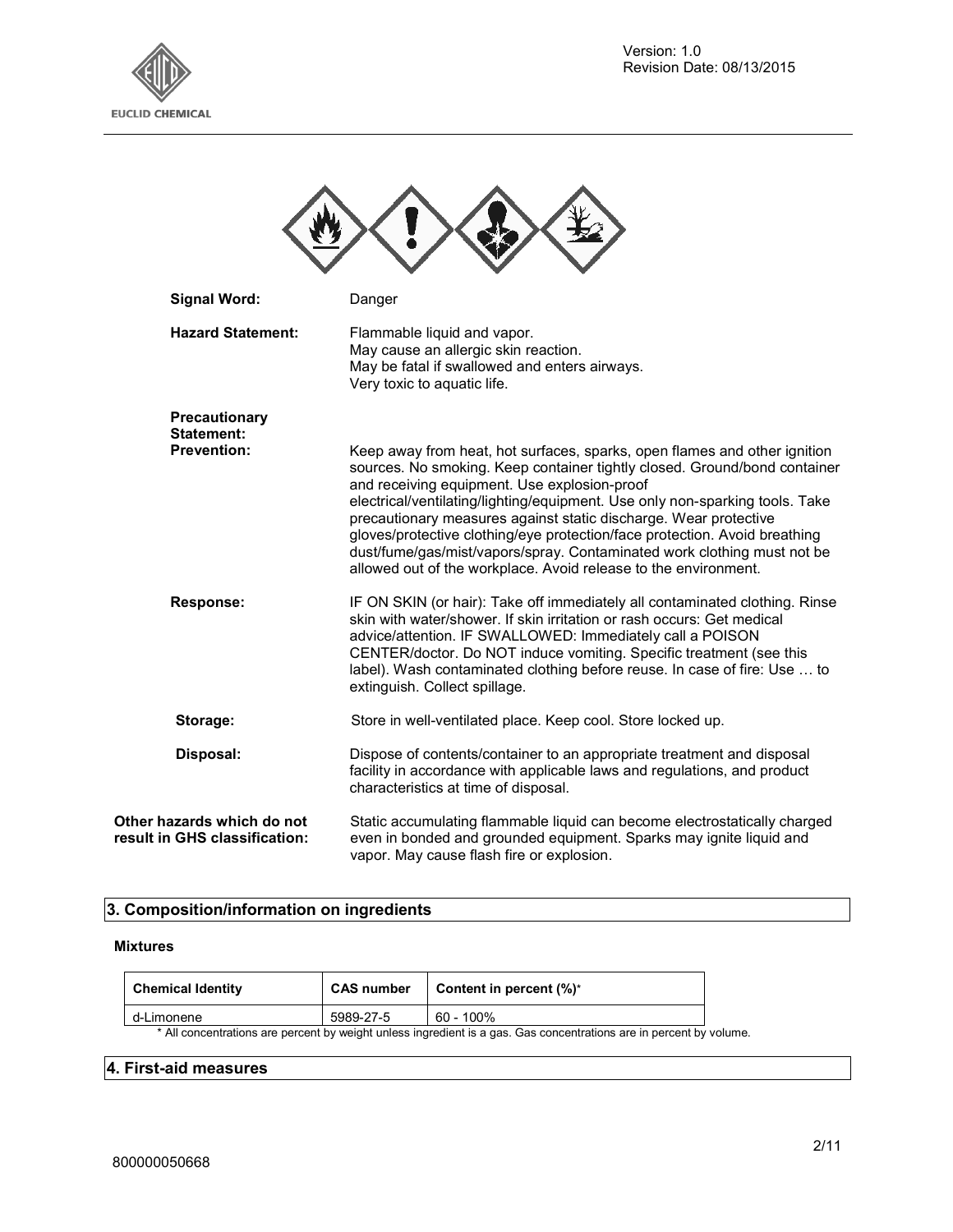**Signal Word:** Danger

**Hazard Statement:** Flammable liquid and vapor.
May cause an allergic skin reaction.
May be fatal if swallowed and enters airways.
Very toxic to aquatic life.

**Precautionary Statement:**

**Prevention:** Keep away from heat, hot surfaces, sparks, open flames and other ignition sources. No smoking. Keep container tightly closed. Ground/bond container and receiving equipment. Use explosion-proof electrical/ventilating/lighting/equipment. Use only non-sparking tools. Take precautionary measures against static discharge. Wear protective gloves/protective clothing/eye protection/face protection. Avoid breathing dust/fume/gas/mist/vapors/spray. Contaminated work clothing must not be allowed out of the workplace. Avoid release to the environment.

**Response:** IF ON SKIN (or hair): Take off immediately all contaminated clothing. Rinse skin with water/shower. If skin irritation or rash occurs: Get medical advice/attention. IF SWALLOWED: Immediately call a POISON CENTER/doctor. Do NOT induce vomiting. Specific treatment (see this label). Wash contaminated clothing before reuse. In case of fire: Use … to extinguish. Collect spillage.

**Storage:** Store in well-ventilated place. Keep cool. Store locked up.

**Disposal:** Dispose of contents/container to an appropriate treatment and disposal facility in accordance with applicable laws and regulations, and product characteristics at time of disposal.

**Other hazards which do not result in GHS classification:** Static accumulating flammable liquid can become electrostatically charged even in bonded and grounded equipment. Sparks may ignite liquid and vapor. May cause flash fire or explosion.

## 3. Composition/information on ingredients

### Mixtures

| Chemical Identity | CAS number | Content in percent (%)* |
|---|---|---|
| d-Limonene | 5989-27-5 | 60 - 100% |

* All concentrations are percent by weight unless ingredient is a gas. Gas concentrations are in percent by volume.

## 4. First-aid measures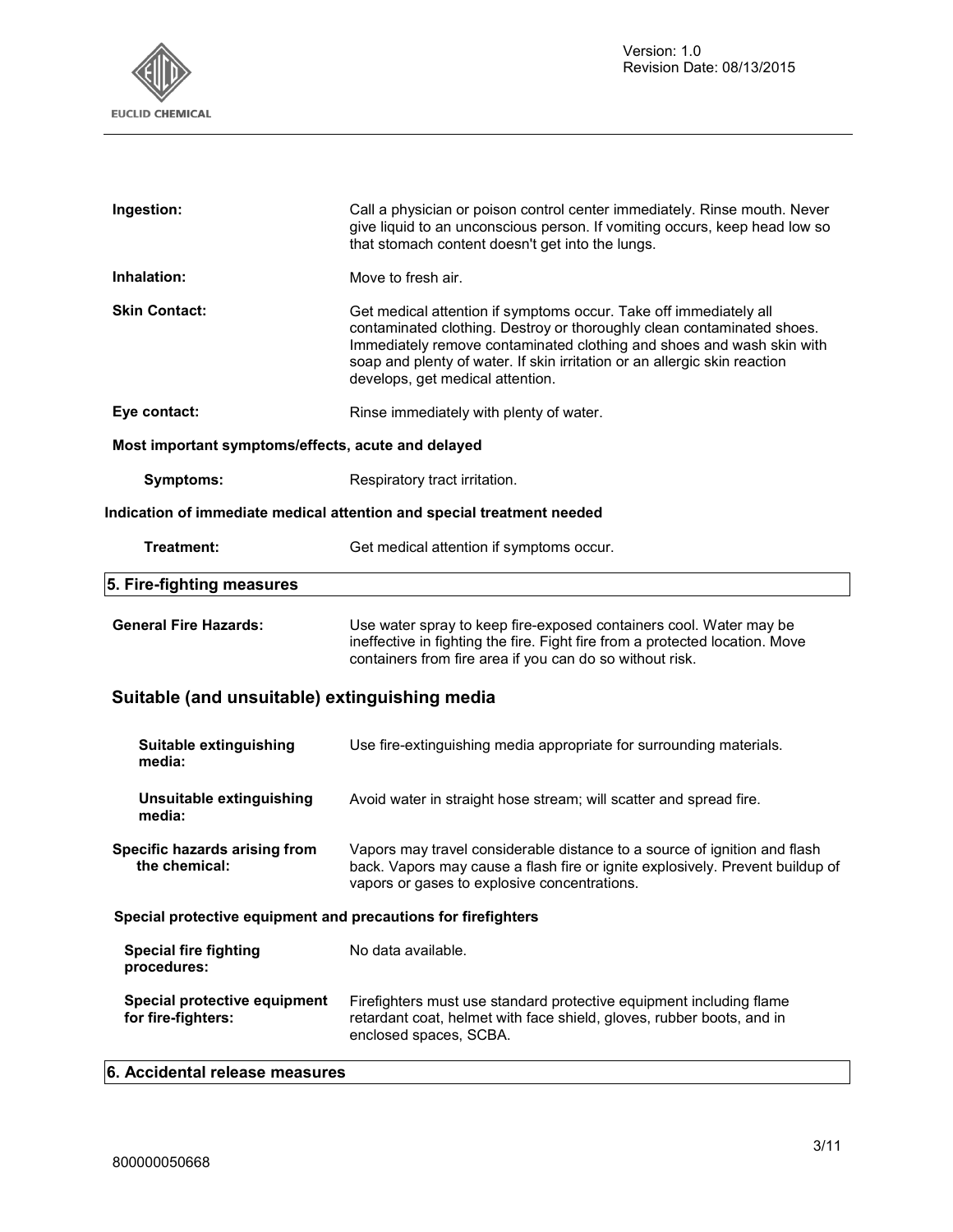**Ingestion:** Call a physician or poison control center immediately. Rinse mouth. Never give liquid to an unconscious person. If vomiting occurs, keep head low so that stomach content doesn't get into the lungs.

**Inhalation:** Move to fresh air.

**Skin Contact:** Get medical attention if symptoms occur. Take off immediately all contaminated clothing. Destroy or thoroughly clean contaminated shoes. Immediately remove contaminated clothing and shoes and wash skin with soap and plenty of water. If skin irritation or an allergic skin reaction develops, get medical attention.

**Eye contact:** Rinse immediately with plenty of water.

**Most important symptoms/effects, acute and delayed**

**Symptoms:** Respiratory tract irritation.

**Indication of immediate medical attention and special treatment needed**

**Treatment:** Get medical attention if symptoms occur.

## 5. Fire-fighting measures

**General Fire Hazards:** Use water spray to keep fire-exposed containers cool. Water may be ineffective in fighting the fire. Fight fire from a protected location. Move containers from fire area if you can do so without risk.

### Suitable (and unsuitable) extinguishing media

**Suitable extinguishing media:** Use fire-extinguishing media appropriate for surrounding materials.

**Unsuitable extinguishing media:** Avoid water in straight hose stream; will scatter and spread fire.

**Specific hazards arising from the chemical:** Vapors may travel considerable distance to a source of ignition and flash back. Vapors may cause a flash fire or ignite explosively. Prevent buildup of vapors or gases to explosive concentrations.

**Special protective equipment and precautions for firefighters**

**Special fire fighting procedures:** No data available.

**Special protective equipment for fire-fighters:** Firefighters must use standard protective equipment including flame retardant coat, helmet with face shield, gloves, rubber boots, and in enclosed spaces, SCBA.

## 6. Accidental release measures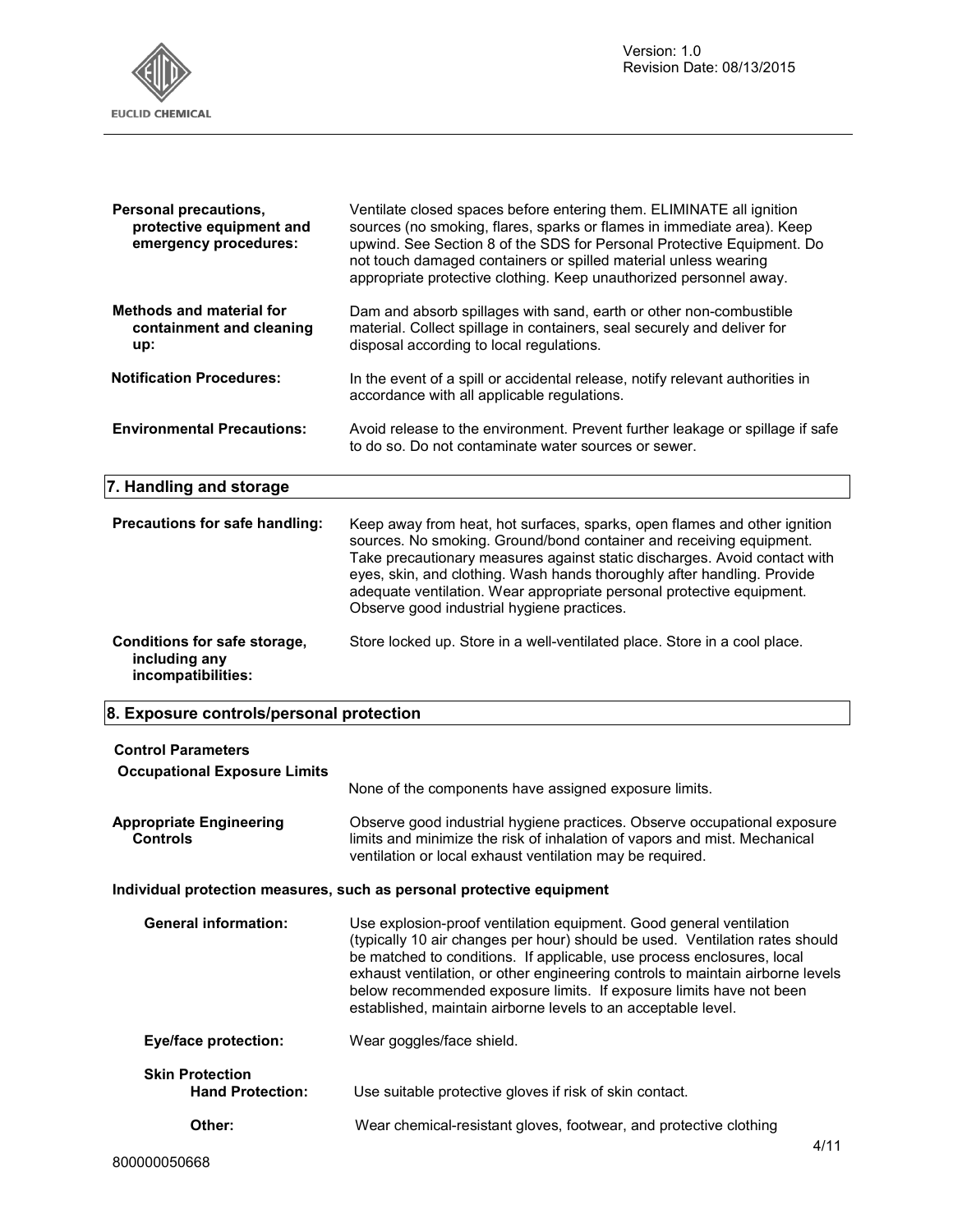**Personal precautions, protective equipment and emergency procedures:** Ventilate closed spaces before entering them. ELIMINATE all ignition sources (no smoking, flares, sparks or flames in immediate area). Keep upwind. See Section 8 of the SDS for Personal Protective Equipment. Do not touch damaged containers or spilled material unless wearing appropriate protective clothing. Keep unauthorized personnel away.

**Methods and material for containment and cleaning up:** Dam and absorb spillages with sand, earth or other non-combustible material. Collect spillage in containers, seal securely and deliver for disposal according to local regulations.

**Notification Procedures:** In the event of a spill or accidental release, notify relevant authorities in accordance with all applicable regulations.

**Environmental Precautions:** Avoid release to the environment. Prevent further leakage or spillage if safe to do so. Do not contaminate water sources or sewer.

## 7. Handling and storage

**Precautions for safe handling:** Keep away from heat, hot surfaces, sparks, open flames and other ignition sources. No smoking. Ground/bond container and receiving equipment. Take precautionary measures against static discharges. Avoid contact with eyes, skin, and clothing. Wash hands thoroughly after handling. Provide adequate ventilation. Wear appropriate personal protective equipment. Observe good industrial hygiene practices.

**Conditions for safe storage, including any incompatibilities:** Store locked up. Store in a well-ventilated place. Store in a cool place.

## 8. Exposure controls/personal protection

**Control Parameters**

**Occupational Exposure Limits**

None of the components have assigned exposure limits.

**Appropriate Engineering Controls** Observe good industrial hygiene practices. Observe occupational exposure limits and minimize the risk of inhalation of vapors and mist. Mechanical ventilation or local exhaust ventilation may be required.

**Individual protection measures, such as personal protective equipment**

**General information:** Use explosion-proof ventilation equipment. Good general ventilation (typically 10 air changes per hour) should be used. Ventilation rates should be matched to conditions. If applicable, use process enclosures, local exhaust ventilation, or other engineering controls to maintain airborne levels below recommended exposure limits. If exposure limits have not been established, maintain airborne levels to an acceptable level.

**Eye/face protection:** Wear goggles/face shield.

**Skin Protection**

**Hand Protection:** Use suitable protective gloves if risk of skin contact.

**Other:** Wear chemical-resistant gloves, footwear, and protective clothing

800000050668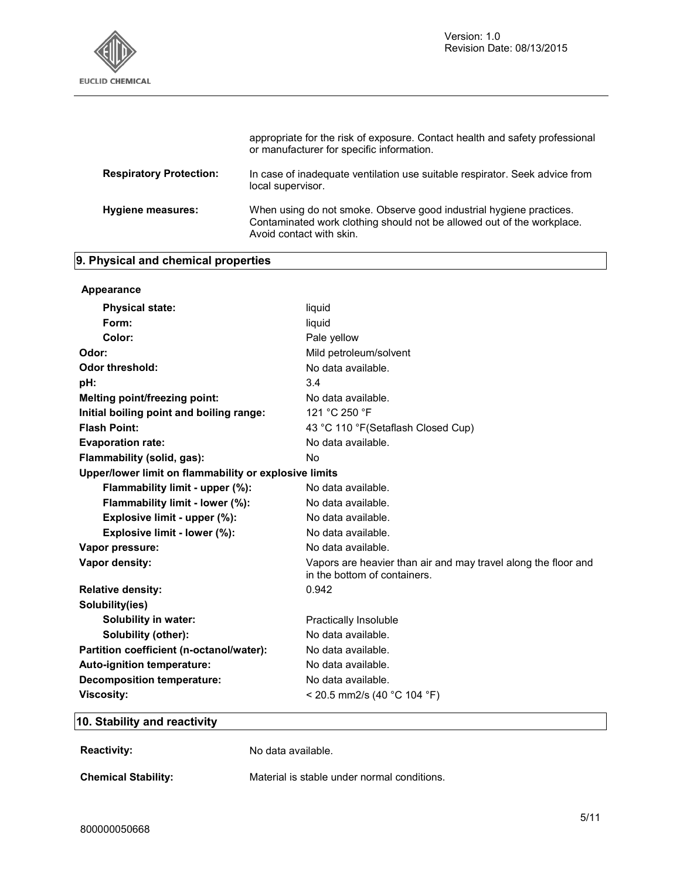appropriate for the risk of exposure. Contact health and safety professional or manufacturer for specific information.

**Respiratory Protection:** In case of inadequate ventilation use suitable respirator. Seek advice from local supervisor.

**Hygiene measures:** When using do not smoke. Observe good industrial hygiene practices. Contaminated work clothing should not be allowed out of the workplace. Avoid contact with skin.

## 9. Physical and chemical properties

**Appearance**

| | |
|---|---|
| **Physical state:** | liquid |
| **Form:** | liquid |
| **Color:** | Pale yellow |
| **Odor:** | Mild petroleum/solvent |
| **Odor threshold:** | No data available. |
| **pH:** | 3.4 |
| **Melting point/freezing point:** | No data available. |
| **Initial boiling point and boiling range:** | 121 °C 250 °F |
| **Flash Point:** | 43 °C 110 °F(Setaflash Closed Cup) |
| **Evaporation rate:** | No data available. |
| **Flammability (solid, gas):** | No |
| **Upper/lower limit on flammability or explosive limits** | |
| **Flammability limit - upper (%):** | No data available. |
| **Flammability limit - lower (%):** | No data available. |
| **Explosive limit - upper (%):** | No data available. |
| **Explosive limit - lower (%):** | No data available. |
| **Vapor pressure:** | No data available. |
| **Vapor density:** | Vapors are heavier than air and may travel along the floor and in the bottom of containers. |
| **Relative density:** | 0.942 |
| **Solubility(ies)** | |
| **Solubility in water:** | Practically Insoluble |
| **Solubility (other):** | No data available. |
| **Partition coefficient (n-octanol/water):** | No data available. |
| **Auto-ignition temperature:** | No data available. |
| **Decomposition temperature:** | No data available. |
| **Viscosity:** | < 20.5 mm2/s (40 °C 104 °F) |

## 10. Stability and reactivity

**Reactivity:** No data available.

**Chemical Stability:** Material is stable under normal conditions.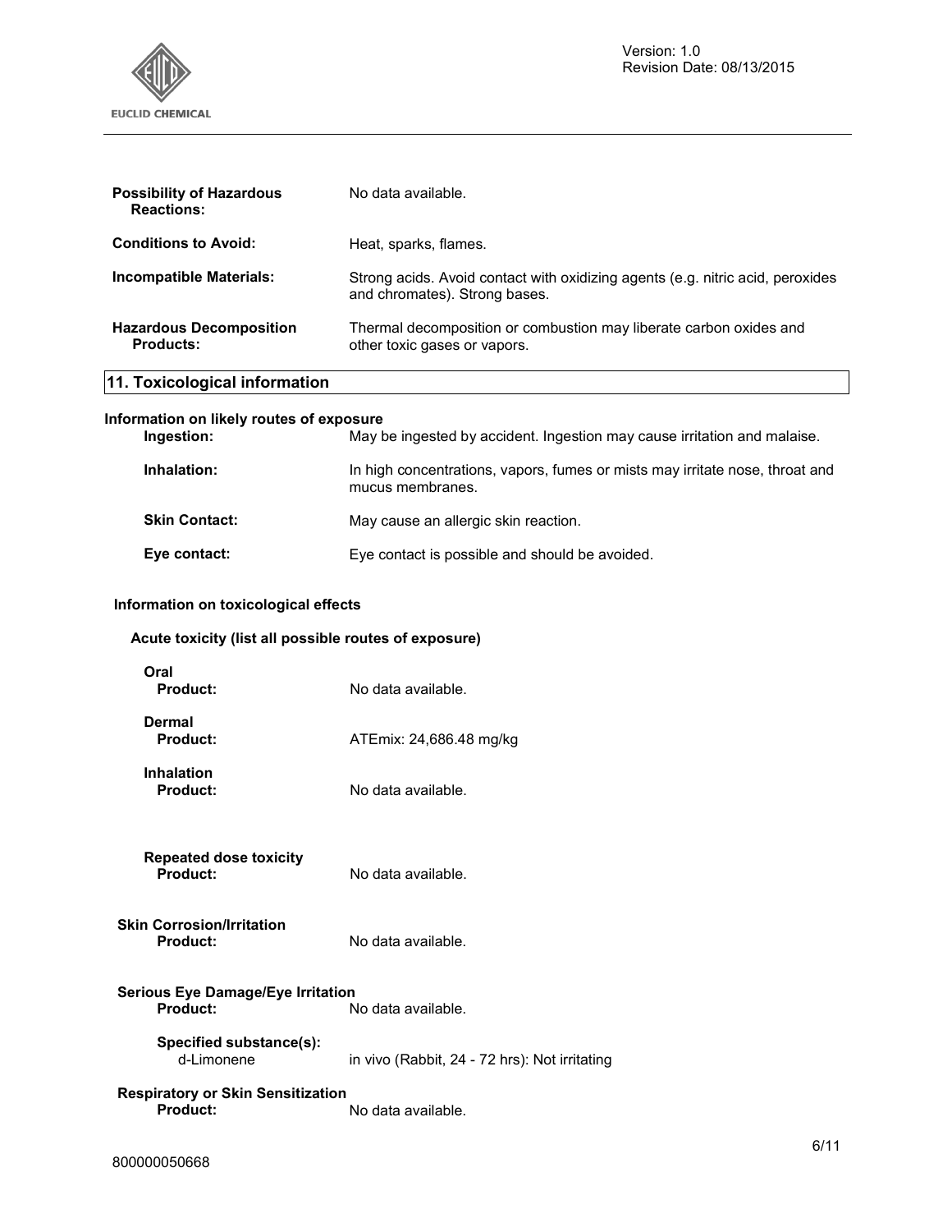| | |
|---|---|
| **Possibility of Hazardous Reactions:** | No data available. |
| **Conditions to Avoid:** | Heat, sparks, flames. |
| **Incompatible Materials:** | Strong acids. Avoid contact with oxidizing agents (e.g. nitric acid, peroxides and chromates). Strong bases. |
| **Hazardous Decomposition Products:** | Thermal decomposition or combustion may liberate carbon oxides and other toxic gases or vapors. |

## 11. Toxicological information

**Information on likely routes of exposure**

| | |
|---|---|
| **Ingestion:** | May be ingested by accident. Ingestion may cause irritation and malaise. |
| **Inhalation:** | In high concentrations, vapors, fumes or mists may irritate nose, throat and mucus membranes. |
| **Skin Contact:** | May cause an allergic skin reaction. |
| **Eye contact:** | Eye contact is possible and should be avoided. |

**Information on toxicological effects**

**Acute toxicity (list all possible routes of exposure)**

**Oral**
**Product:** No data available.

**Dermal**
**Product:** ATEmix: 24,686.48 mg/kg

**Inhalation**
**Product:** No data available.

**Repeated dose toxicity**
**Product:** No data available.

**Skin Corrosion/Irritation**
**Product:** No data available.

**Serious Eye Damage/Eye Irritation**
**Product:** No data available.

**Specified substance(s):**
d-Limonene — in vivo (Rabbit, 24 - 72 hrs): Not irritating

**Respiratory or Skin Sensitization**
**Product:** No data available.

800000050668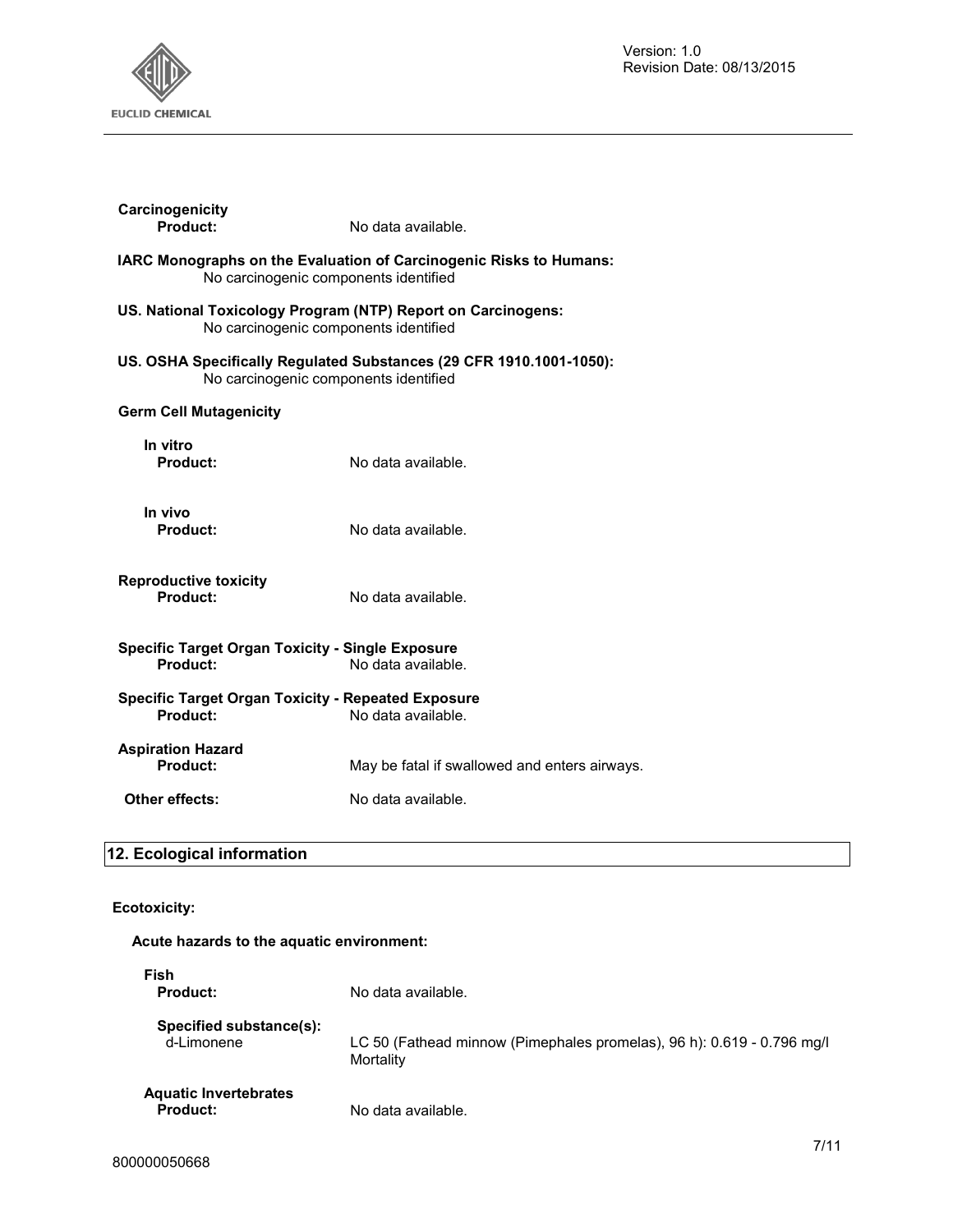**Carcinogenicity**

**Product:** No data available.

**IARC Monographs on the Evaluation of Carcinogenic Risks to Humans:**
No carcinogenic components identified

**US. National Toxicology Program (NTP) Report on Carcinogens:**
No carcinogenic components identified

**US. OSHA Specifically Regulated Substances (29 CFR 1910.1001-1050):**
No carcinogenic components identified

**Germ Cell Mutagenicity**

**In vitro**
**Product:** No data available.

**In vivo**
**Product:** No data available.

**Reproductive toxicity**
**Product:** No data available.

**Specific Target Organ Toxicity - Single Exposure**
**Product:** No data available.

**Specific Target Organ Toxicity - Repeated Exposure**
**Product:** No data available.

**Aspiration Hazard**
**Product:** May be fatal if swallowed and enters airways.

**Other effects:** No data available.

## 12. Ecological information

**Ecotoxicity:**

**Acute hazards to the aquatic environment:**

**Fish**
**Product:** No data available.

**Specified substance(s):**
d-Limonene: LC 50 (Fathead minnow (Pimephales promelas), 96 h): 0.619 - 0.796 mg/l Mortality

**Aquatic Invertebrates**
**Product:** No data available.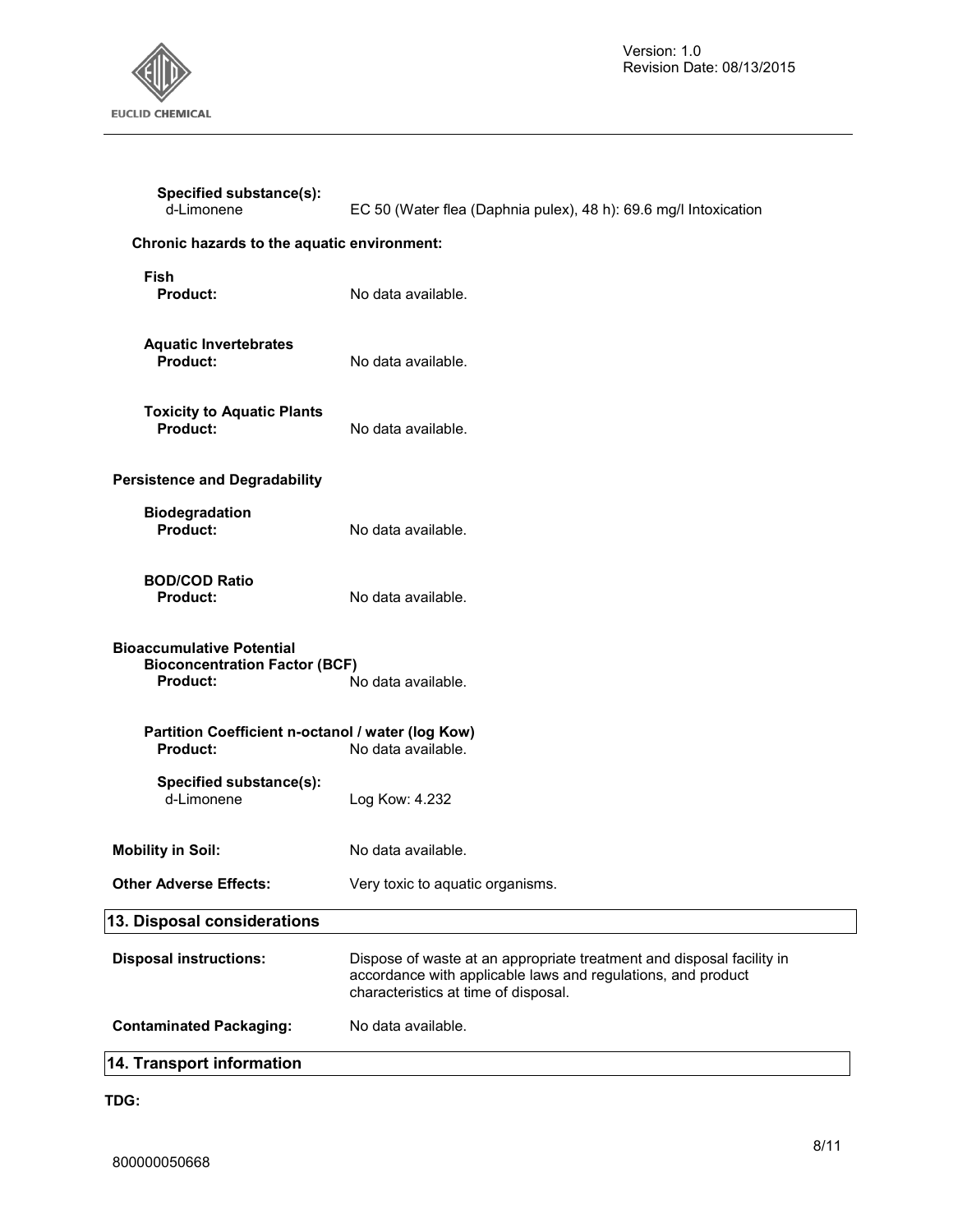**Specified substance(s):**
d-Limonene EC 50 (Water flea (Daphnia pulex), 48 h): 69.6 mg/l Intoxication

**Chronic hazards to the aquatic environment:**

**Fish**
**Product:** No data available.

**Aquatic Invertebrates**
**Product:** No data available.

**Toxicity to Aquatic Plants**
**Product:** No data available.

**Persistence and Degradability**

**Biodegradation**
**Product:** No data available.

**BOD/COD Ratio**
**Product:** No data available.

**Bioaccumulative Potential**
**Bioconcentration Factor (BCF)**
**Product:** No data available.

**Partition Coefficient n-octanol / water (log Kow)**
**Product:** No data available.

**Specified substance(s):**
d-Limonene Log Kow: 4.232

**Mobility in Soil:** No data available.

**Other Adverse Effects:** Very toxic to aquatic organisms.

## 13. Disposal considerations

**Disposal instructions:** Dispose of waste at an appropriate treatment and disposal facility in accordance with applicable laws and regulations, and product characteristics at time of disposal.

**Contaminated Packaging:** No data available.

## 14. Transport information

**TDG:**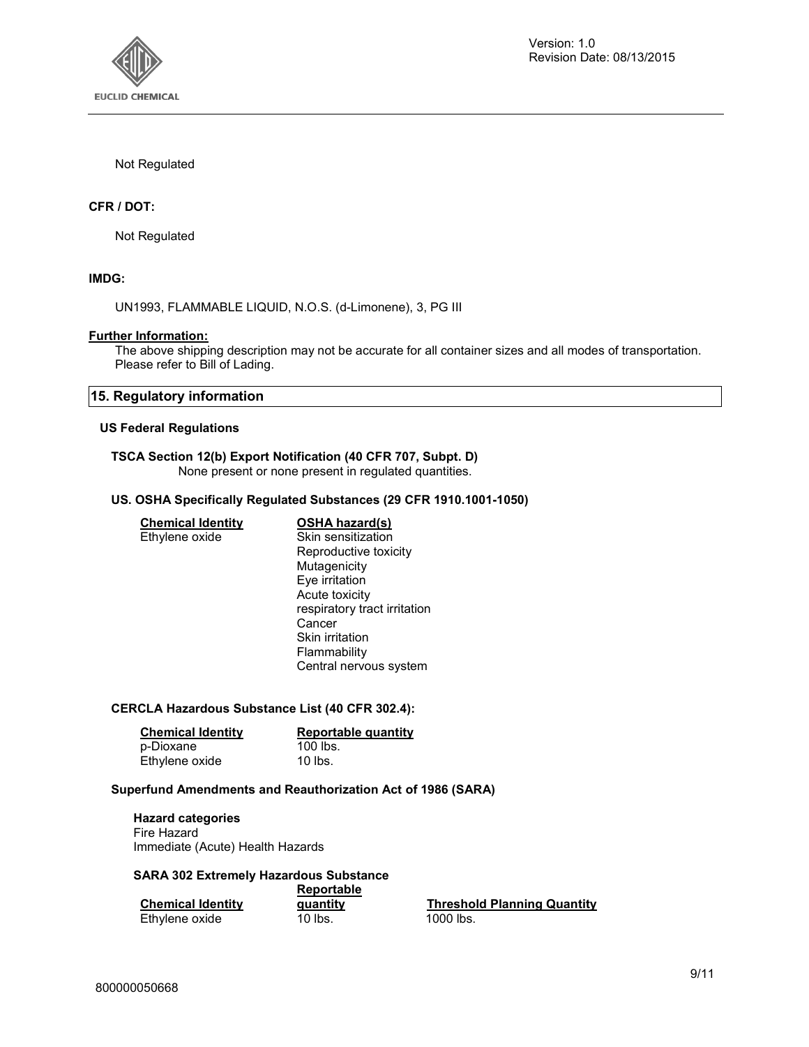Not Regulated

**CFR / DOT:**

Not Regulated

**IMDG:**

UN1993, FLAMMABLE LIQUID, N.O.S. (d-Limonene), 3, PG III

**Further Information:**

The above shipping description may not be accurate for all container sizes and all modes of transportation. Please refer to Bill of Lading.

## 15. Regulatory information

### US Federal Regulations

**TSCA Section 12(b) Export Notification (40 CFR 707, Subpt. D)**

None present or none present in regulated quantities.

**US. OSHA Specifically Regulated Substances (29 CFR 1910.1001-1050)**

| Chemical Identity | OSHA hazard(s) |
|---|---|
| Ethylene oxide | Skin sensitization<br>Reproductive toxicity<br>Mutagenicity<br>Eye irritation<br>Acute toxicity<br>respiratory tract irritation<br>Cancer<br>Skin irritation<br>Flammability<br>Central nervous system |

**CERCLA Hazardous Substance List (40 CFR 302.4):**

| Chemical Identity | Reportable quantity |
|---|---|
| p-Dioxane | 100 lbs. |
| Ethylene oxide | 10 lbs. |

**Superfund Amendments and Reauthorization Act of 1986 (SARA)**

**Hazard categories**

Fire Hazard
Immediate (Acute) Health Hazards

**SARA 302 Extremely Hazardous Substance**

| Chemical Identity | Reportable quantity | Threshold Planning Quantity |
|---|---|---|
| Ethylene oxide | 10 lbs. | 1000 lbs. |

800000050668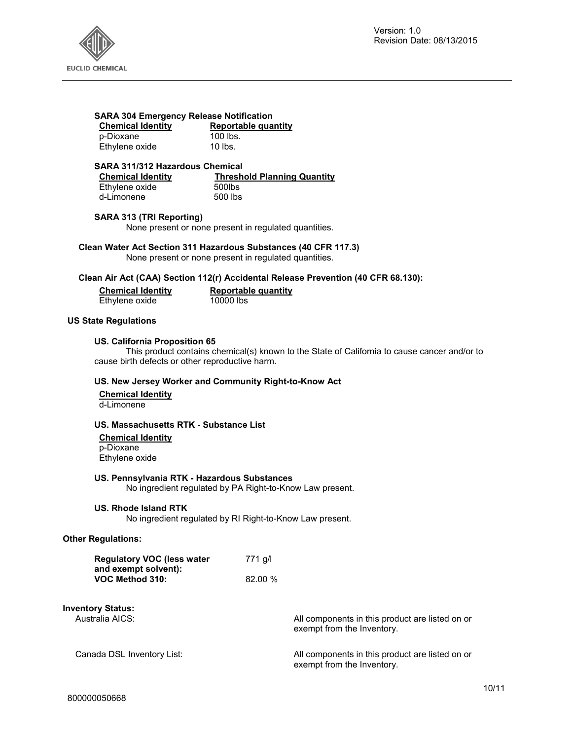### SARA 304 Emergency Release Notification

| Chemical Identity | Reportable quantity |
| --- | --- |
| p-Dioxane | 100 lbs. |
| Ethylene oxide | 10 lbs. |

### SARA 311/312 Hazardous Chemical

| Chemical Identity | Threshold Planning Quantity |
| --- | --- |
| Ethylene oxide | 500lbs |
| d-Limonene | 500 lbs |

### SARA 313 (TRI Reporting)

None present or none present in regulated quantities.

### Clean Water Act Section 311 Hazardous Substances (40 CFR 117.3)

None present or none present in regulated quantities.

### Clean Air Act (CAA) Section 112(r) Accidental Release Prevention (40 CFR 68.130):

| Chemical Identity | Reportable quantity |
| --- | --- |
| Ethylene oxide | 10000 lbs |

## US State Regulations

### US. California Proposition 65

This product contains chemical(s) known to the State of California to cause cancer and/or to cause birth defects or other reproductive harm.

### US. New Jersey Worker and Community Right-to-Know Act

**Chemical Identity**

d-Limonene

### US. Massachusetts RTK - Substance List

**Chemical Identity**

p-Dioxane
Ethylene oxide

### US. Pennsylvania RTK - Hazardous Substances

No ingredient regulated by PA Right-to-Know Law present.

### US. Rhode Island RTK

No ingredient regulated by RI Right-to-Know Law present.

## Other Regulations:

| | |
| --- | --- |
| **Regulatory VOC (less water and exempt solvent):** | 771 g/l |
| **VOC Method 310:** | 82.00 % |

## Inventory Status:

| | |
| --- | --- |
| Australia AICS: | All components in this product are listed on or exempt from the Inventory. |
| Canada DSL Inventory List: | All components in this product are listed on or exempt from the Inventory. |

800000050668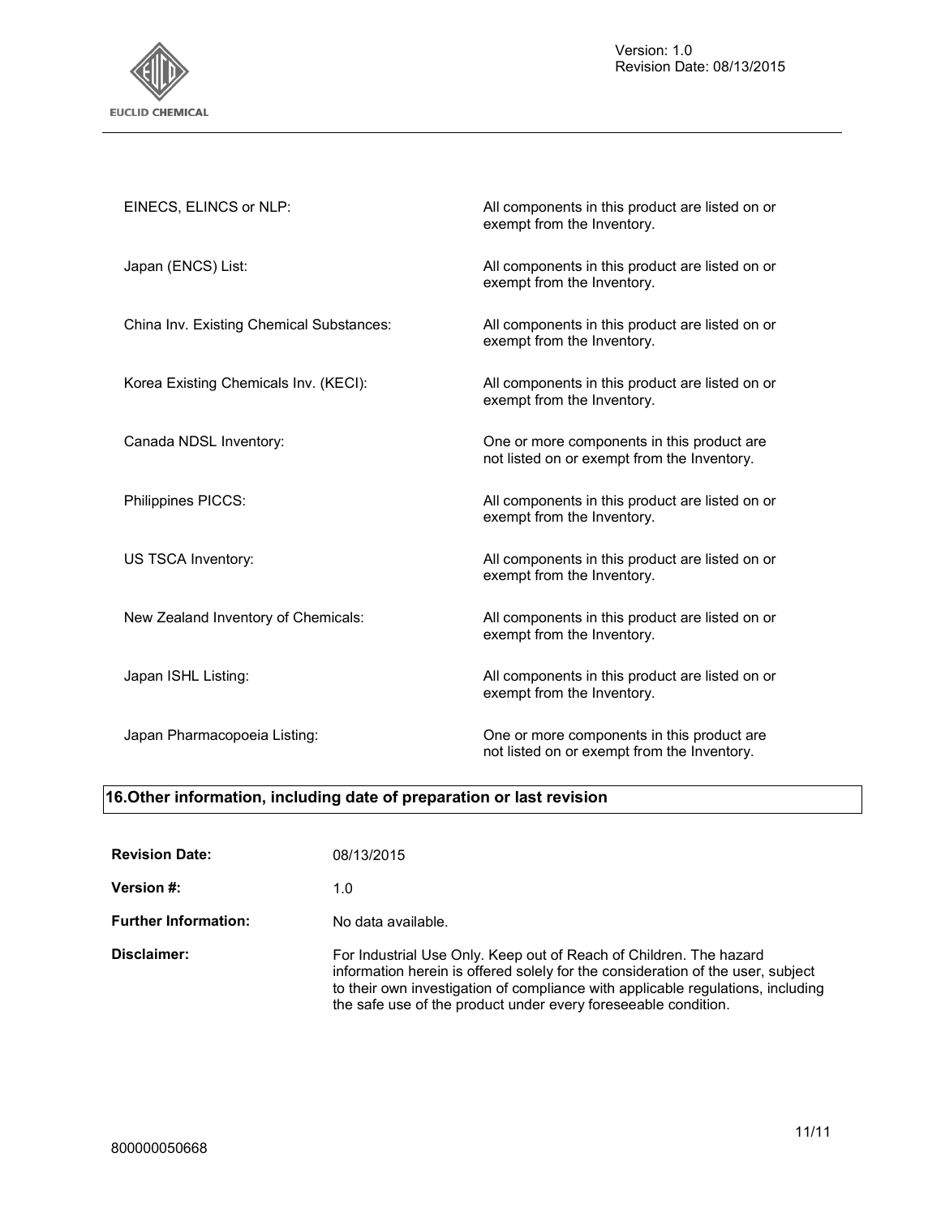| | |
|---|---|
| EINECS, ELINCS or NLP: | All components in this product are listed on or exempt from the Inventory. |
| Japan (ENCS) List: | All components in this product are listed on or exempt from the Inventory. |
| China Inv. Existing Chemical Substances: | All components in this product are listed on or exempt from the Inventory. |
| Korea Existing Chemicals Inv. (KECI): | All components in this product are listed on or exempt from the Inventory. |
| Canada NDSL Inventory: | One or more components in this product are not listed on or exempt from the Inventory. |
| Philippines PICCS: | All components in this product are listed on or exempt from the Inventory. |
| US TSCA Inventory: | All components in this product are listed on or exempt from the Inventory. |
| New Zealand Inventory of Chemicals: | All components in this product are listed on or exempt from the Inventory. |
| Japan ISHL Listing: | All components in this product are listed on or exempt from the Inventory. |
| Japan Pharmacopoeia Listing: | One or more components in this product are not listed on or exempt from the Inventory. |

## 16.Other information, including date of preparation or last revision

| | |
|---|---|
| **Revision Date:** | 08/13/2015 |
| **Version #:** | 1.0 |
| **Further Information:** | No data available. |
| **Disclaimer:** | For Industrial Use Only. Keep out of Reach of Children. The hazard information herein is offered solely for the consideration of the user, subject to their own investigation of compliance with applicable regulations, including the safe use of the product under every foreseeable condition. |

800000050668